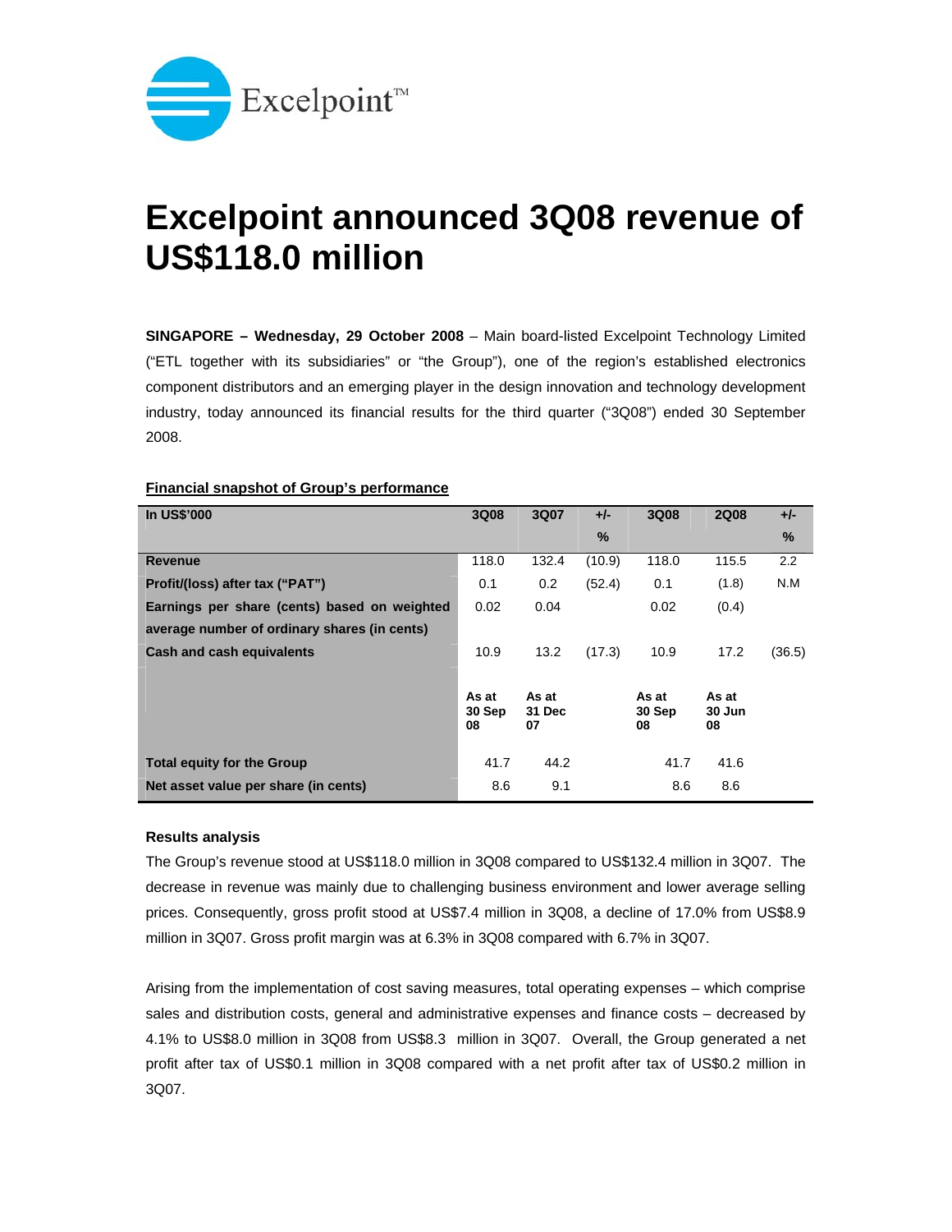Excelpoint™

# Excelpoint announced 3Q08 revenue of US$118.0 million

**SINGAPORE – Wednesday, 29 October 2008** – Main board-listed Excelpoint Technology Limited ("ETL together with its subsidiaries" or "the Group"), one of the region's established electronics component distributors and an emerging player in the design innovation and technology development industry, today announced its financial results for the third quarter ("3Q08") ended 30 September 2008.

**Financial snapshot of Group's performance**

| In US$'000 | 3Q08 | 3Q07 | +/- % | 3Q08 | 2Q08 | +/- % |
|---|---|---|---|---|---|---|
| Revenue | 118.0 | 132.4 | (10.9) | 118.0 | 115.5 | 2.2 |
| Profit/(loss) after tax ("PAT") | 0.1 | 0.2 | (52.4) | 0.1 | (1.8) | N.M |
| Earnings per share (cents) based on weighted average number of ordinary shares (in cents) | 0.02 | 0.04 | | 0.02 | (0.4) | |
| Cash and cash equivalents | 10.9 | 13.2 | (17.3) | 10.9 | 17.2 | (36.5) |
| | As at 30 Sep 08 | As at 31 Dec 07 | | As at 30 Sep 08 | As at 30 Jun 08 | |
| Total equity for the Group | 41.7 | 44.2 | | 41.7 | 41.6 | |
| Net asset value per share (in cents) | 8.6 | 9.1 | | 8.6 | 8.6 | |

**Results analysis**

The Group's revenue stood at US$118.0 million in 3Q08 compared to US$132.4 million in 3Q07. The decrease in revenue was mainly due to challenging business environment and lower average selling prices. Consequently, gross profit stood at US$7.4 million in 3Q08, a decline of 17.0% from US$8.9 million in 3Q07. Gross profit margin was at 6.3% in 3Q08 compared with 6.7% in 3Q07.

Arising from the implementation of cost saving measures, total operating expenses – which comprise sales and distribution costs, general and administrative expenses and finance costs – decreased by 4.1% to US$8.0 million in 3Q08 from US$8.3 million in 3Q07. Overall, the Group generated a net profit after tax of US$0.1 million in 3Q08 compared with a net profit after tax of US$0.2 million in 3Q07.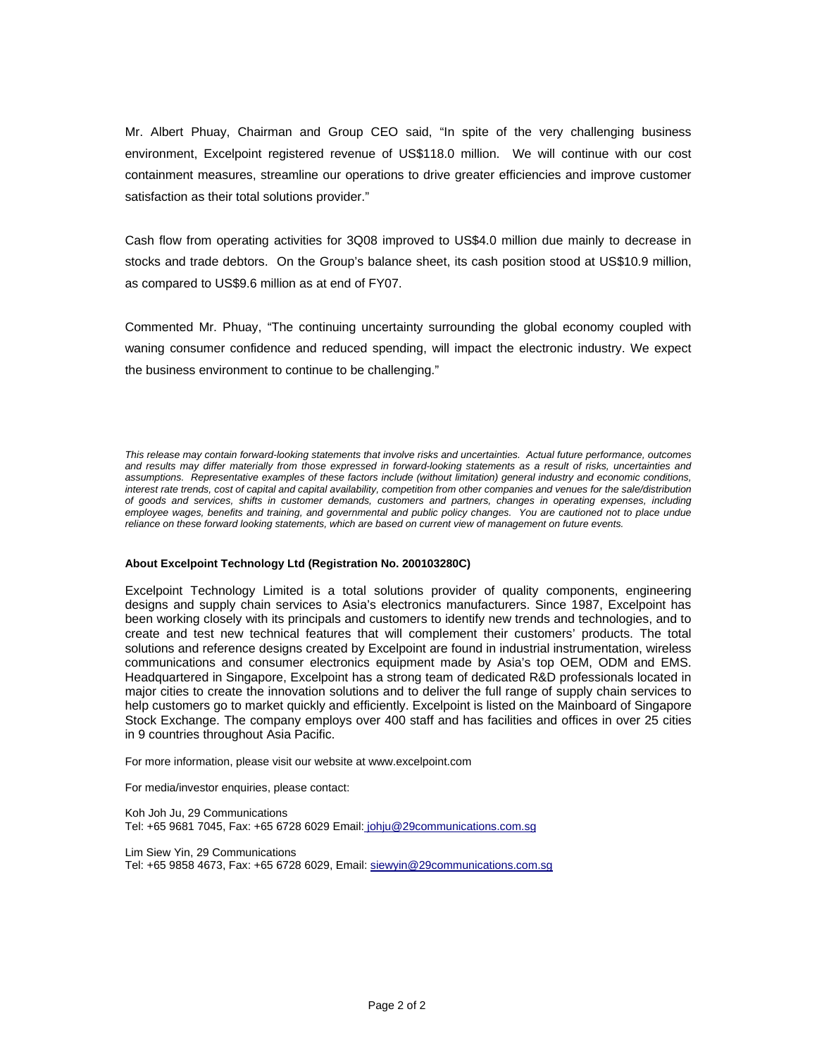Mr. Albert Phuay, Chairman and Group CEO said, "In spite of the very challenging business environment, Excelpoint registered revenue of US$118.0 million. We will continue with our cost containment measures, streamline our operations to drive greater efficiencies and improve customer satisfaction as their total solutions provider."

Cash flow from operating activities for 3Q08 improved to US$4.0 million due mainly to decrease in stocks and trade debtors. On the Group's balance sheet, its cash position stood at US$10.9 million, as compared to US$9.6 million as at end of FY07.

Commented Mr. Phuay, "The continuing uncertainty surrounding the global economy coupled with waning consumer confidence and reduced spending, will impact the electronic industry. We expect the business environment to continue to be challenging."

*This release may contain forward-looking statements that involve risks and uncertainties. Actual future performance, outcomes and results may differ materially from those expressed in forward-looking statements as a result of risks, uncertainties and assumptions. Representative examples of these factors include (without limitation) general industry and economic conditions, interest rate trends, cost of capital and capital availability, competition from other companies and venues for the sale/distribution of goods and services, shifts in customer demands, customers and partners, changes in operating expenses, including employee wages, benefits and training, and governmental and public policy changes. You are cautioned not to place undue reliance on these forward looking statements, which are based on current view of management on future events.*

**About Excelpoint Technology Ltd (Registration No. 200103280C)**

Excelpoint Technology Limited is a total solutions provider of quality components, engineering designs and supply chain services to Asia's electronics manufacturers. Since 1987, Excelpoint has been working closely with its principals and customers to identify new trends and technologies, and to create and test new technical features that will complement their customers' products. The total solutions and reference designs created by Excelpoint are found in industrial instrumentation, wireless communications and consumer electronics equipment made by Asia's top OEM, ODM and EMS. Headquartered in Singapore, Excelpoint has a strong team of dedicated R&D professionals located in major cities to create the innovation solutions and to deliver the full range of supply chain services to help customers go to market quickly and efficiently. Excelpoint is listed on the Mainboard of Singapore Stock Exchange. The company employs over 400 staff and has facilities and offices in over 25 cities in 9 countries throughout Asia Pacific.

For more information, please visit our website at www.excelpoint.com

For media/investor enquiries, please contact:

Koh Joh Ju, 29 Communications
Tel: +65 9681 7045, Fax: +65 6728 6029 Email: johju@29communications.com.sg

Lim Siew Yin, 29 Communications
Tel: +65 9858 4673, Fax: +65 6728 6029, Email: siewyin@29communications.com.sg